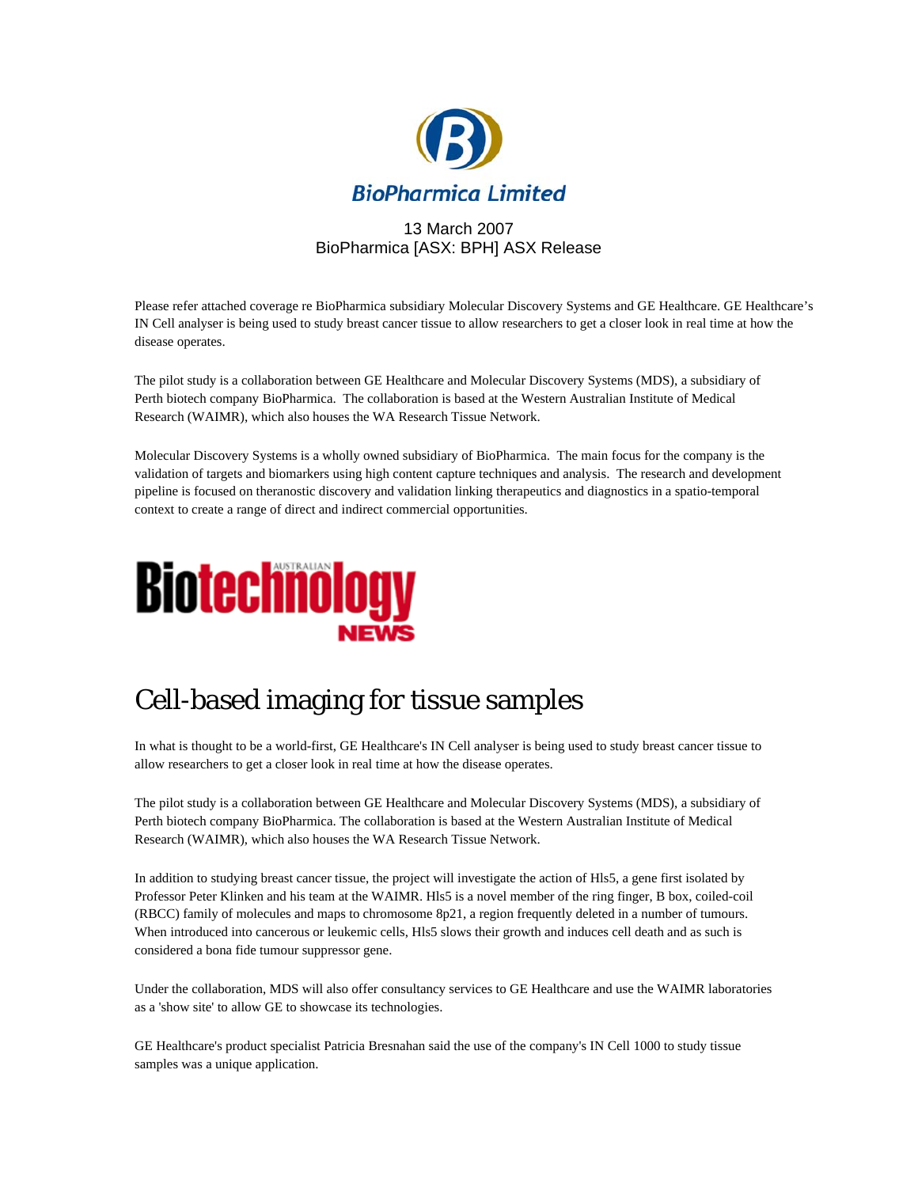# BioPharmica Limited

13 March 2007
BioPharmica [ASX: BPH] ASX Release

Please refer attached coverage re BioPharmica subsidiary Molecular Discovery Systems and GE Healthcare. GE Healthcare's IN Cell analyser is being used to study breast cancer tissue to allow researchers to get a closer look in real time at how the disease operates.

The pilot study is a collaboration between GE Healthcare and Molecular Discovery Systems (MDS), a subsidiary of Perth biotech company BioPharmica. The collaboration is based at the Western Australian Institute of Medical Research (WAIMR), which also houses the WA Research Tissue Network.

Molecular Discovery Systems is a wholly owned subsidiary of BioPharmica. The main focus for the company is the validation of targets and biomarkers using high content capture techniques and analysis. The research and development pipeline is focused on theranostic discovery and validation linking therapeutics and diagnostics in a spatio-temporal context to create a range of direct and indirect commercial opportunities.

**Australian Biotechnology NEWS**

## Cell-based imaging for tissue samples

In what is thought to be a world-first, GE Healthcare's IN Cell analyser is being used to study breast cancer tissue to allow researchers to get a closer look in real time at how the disease operates.

The pilot study is a collaboration between GE Healthcare and Molecular Discovery Systems (MDS), a subsidiary of Perth biotech company BioPharmica. The collaboration is based at the Western Australian Institute of Medical Research (WAIMR), which also houses the WA Research Tissue Network.

In addition to studying breast cancer tissue, the project will investigate the action of Hls5, a gene first isolated by Professor Peter Klinken and his team at the WAIMR. Hls5 is a novel member of the ring finger, B box, coiled-coil (RBCC) family of molecules and maps to chromosome 8p21, a region frequently deleted in a number of tumours. When introduced into cancerous or leukemic cells, Hls5 slows their growth and induces cell death and as such is considered a bona fide tumour suppressor gene.

Under the collaboration, MDS will also offer consultancy services to GE Healthcare and use the WAIMR laboratories as a 'show site' to allow GE to showcase its technologies.

GE Healthcare's product specialist Patricia Bresnahan said the use of the company's IN Cell 1000 to study tissue samples was a unique application.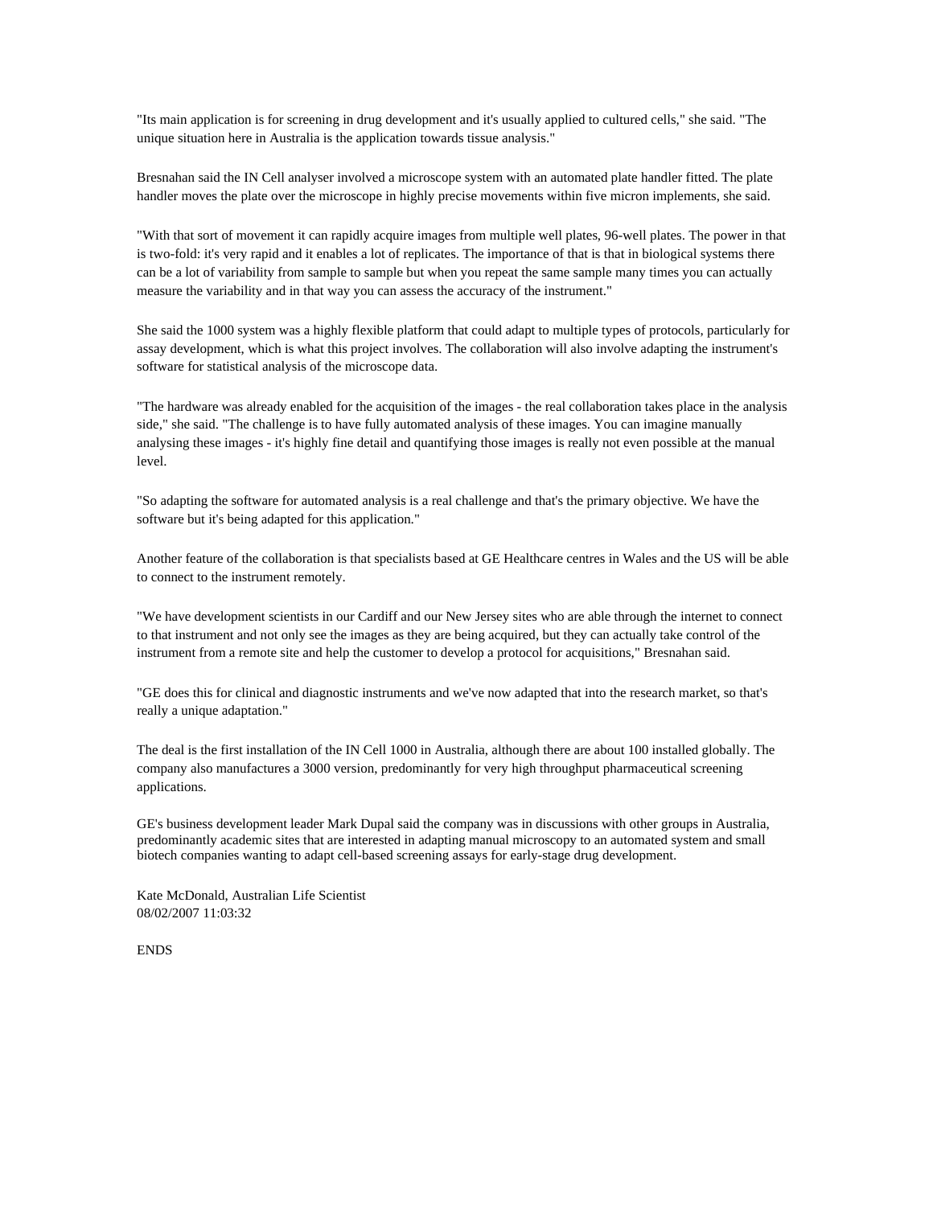"Its main application is for screening in drug development and it's usually applied to cultured cells," she said. "The unique situation here in Australia is the application towards tissue analysis."

Bresnahan said the IN Cell analyser involved a microscope system with an automated plate handler fitted. The plate handler moves the plate over the microscope in highly precise movements within five micron implements, she said.

"With that sort of movement it can rapidly acquire images from multiple well plates, 96-well plates. The power in that is two-fold: it's very rapid and it enables a lot of replicates. The importance of that is that in biological systems there can be a lot of variability from sample to sample but when you repeat the same sample many times you can actually measure the variability and in that way you can assess the accuracy of the instrument."

She said the 1000 system was a highly flexible platform that could adapt to multiple types of protocols, particularly for assay development, which is what this project involves. The collaboration will also involve adapting the instrument's software for statistical analysis of the microscope data.

"The hardware was already enabled for the acquisition of the images - the real collaboration takes place in the analysis side," she said. "The challenge is to have fully automated analysis of these images. You can imagine manually analysing these images - it's highly fine detail and quantifying those images is really not even possible at the manual level.

"So adapting the software for automated analysis is a real challenge and that's the primary objective. We have the software but it's being adapted for this application."

Another feature of the collaboration is that specialists based at GE Healthcare centres in Wales and the US will be able to connect to the instrument remotely.

"We have development scientists in our Cardiff and our New Jersey sites who are able through the internet to connect to that instrument and not only see the images as they are being acquired, but they can actually take control of the instrument from a remote site and help the customer to develop a protocol for acquisitions," Bresnahan said.

"GE does this for clinical and diagnostic instruments and we've now adapted that into the research market, so that's really a unique adaptation."

The deal is the first installation of the IN Cell 1000 in Australia, although there are about 100 installed globally. The company also manufactures a 3000 version, predominantly for very high throughput pharmaceutical screening applications.

GE's business development leader Mark Dupal said the company was in discussions with other groups in Australia, predominantly academic sites that are interested in adapting manual microscopy to an automated system and small biotech companies wanting to adapt cell-based screening assays for early-stage drug development.

Kate McDonald, Australian Life Scientist
08/02/2007 11:03:32

ENDS